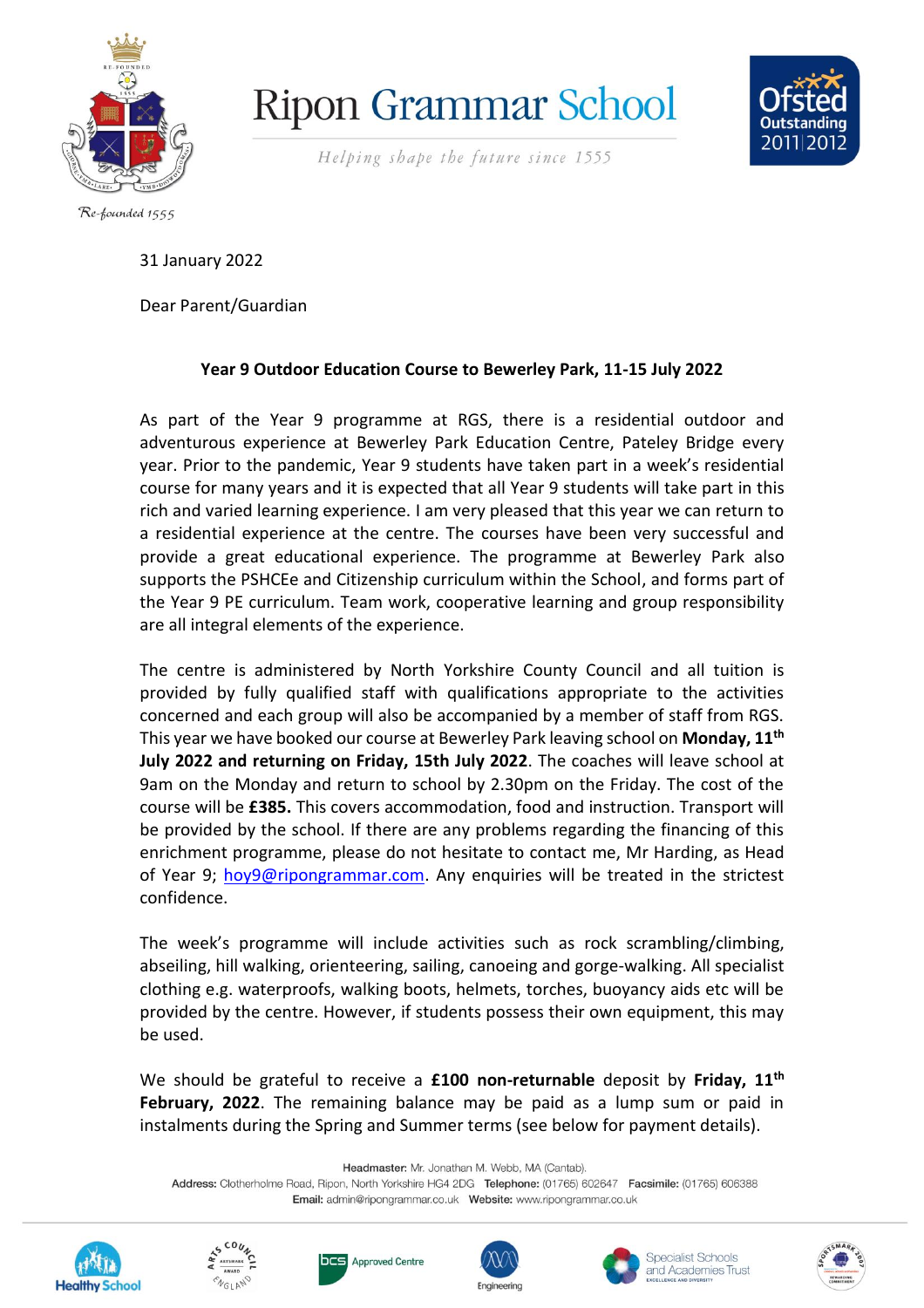# Ripon Grammar School

*Helping shape the future since 1555*

Re-founded 1555

31 January 2022

Dear Parent/Guardian

**Year 9 Outdoor Education Course to Bewerley Park, 11-15 July 2022**

As part of the Year 9 programme at RGS, there is a residential outdoor and adventurous experience at Bewerley Park Education Centre, Pateley Bridge every year. Prior to the pandemic, Year 9 students have taken part in a week's residential course for many years and it is expected that all Year 9 students will take part in this rich and varied learning experience. I am very pleased that this year we can return to a residential experience at the centre. The courses have been very successful and provide a great educational experience. The programme at Bewerley Park also supports the PSHCEe and Citizenship curriculum within the School, and forms part of the Year 9 PE curriculum. Team work, cooperative learning and group responsibility are all integral elements of the experience.

The centre is administered by North Yorkshire County Council and all tuition is provided by fully qualified staff with qualifications appropriate to the activities concerned and each group will also be accompanied by a member of staff from RGS. This year we have booked our course at Bewerley Park leaving school on **Monday, 11th July 2022 and returning on Friday, 15th July 2022**. The coaches will leave school at 9am on the Monday and return to school by 2.30pm on the Friday. The cost of the course will be **£385.** This covers accommodation, food and instruction. Transport will be provided by the school. If there are any problems regarding the financing of this enrichment programme, please do not hesitate to contact me, Mr Harding, as Head of Year 9; hoy9@ripongrammar.com. Any enquiries will be treated in the strictest confidence.

The week's programme will include activities such as rock scrambling/climbing, abseiling, hill walking, orienteering, sailing, canoeing and gorge-walking. All specialist clothing e.g. waterproofs, walking boots, helmets, torches, buoyancy aids etc will be provided by the centre. However, if students possess their own equipment, this may be used.

We should be grateful to receive a **£100 non-returnable** deposit by **Friday, 11th February, 2022**. The remaining balance may be paid as a lump sum or paid in instalments during the Spring and Summer terms (see below for payment details).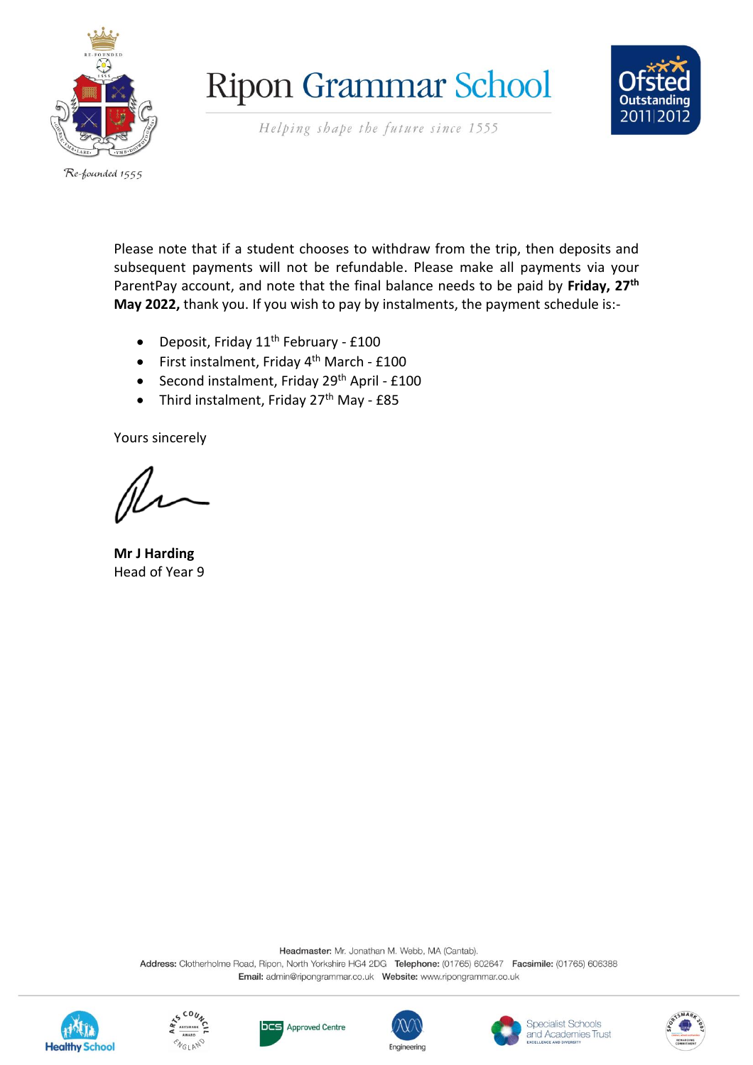Please note that if a student chooses to withdraw from the trip, then deposits and subsequent payments will not be refundable. Please make all payments via your ParentPay account, and note that the final balance needs to be paid by **Friday, 27th May 2022,** thank you. If you wish to pay by instalments, the payment schedule is:-

- Deposit, Friday 11th February - £100
- First instalment, Friday 4th March - £100
- Second instalment, Friday 29th April - £100
- Third instalment, Friday 27th May - £85

Yours sincerely

**Mr J Harding**
Head of Year 9